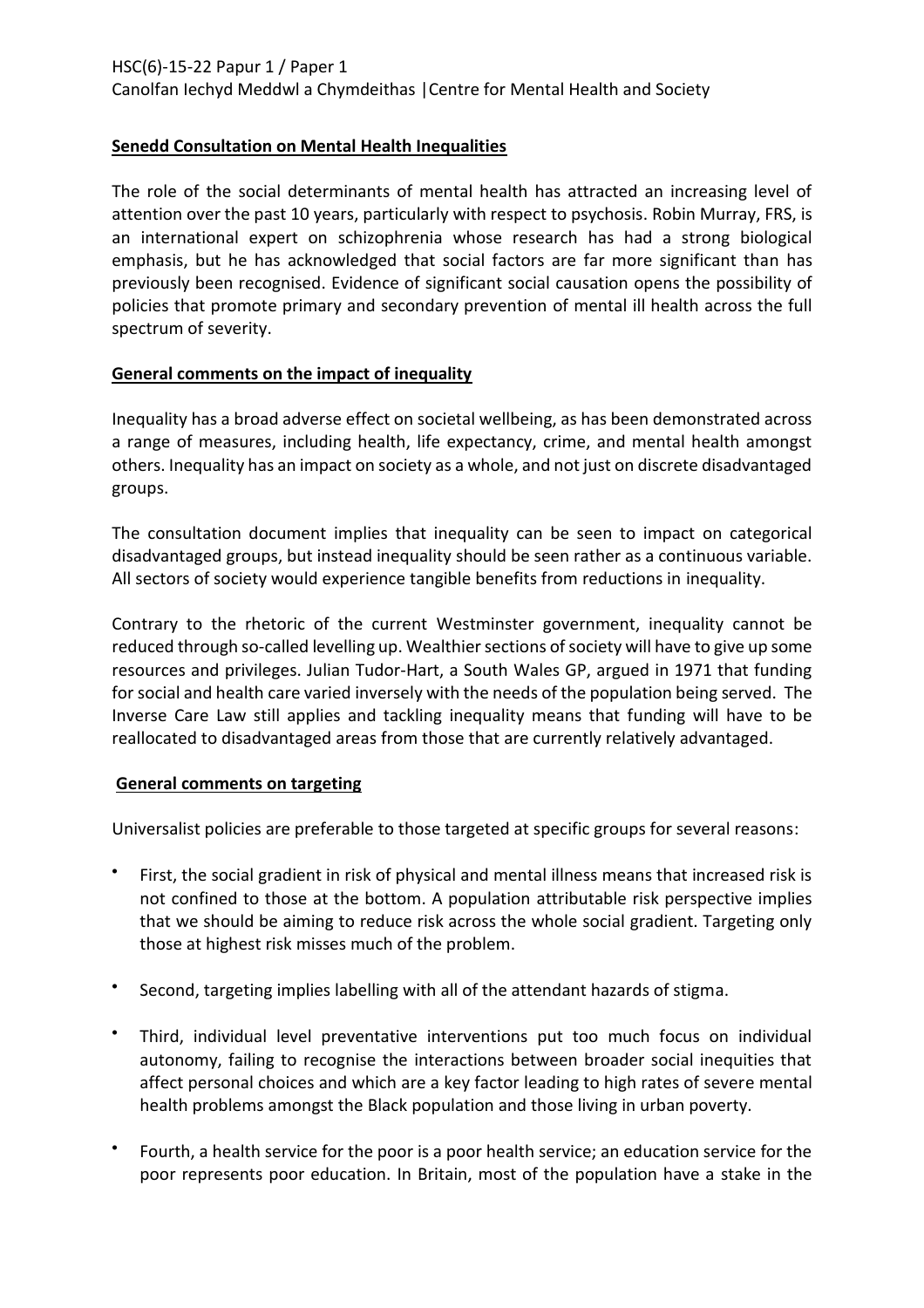HSC(6)-15-22 Papur 1 / Paper 1
Canolfan Iechyd Meddwl a Chymdeithas | Centre for Mental Health and Society

## Senedd Consultation on Mental Health Inequalities

The role of the social determinants of mental health has attracted an increasing level of attention over the past 10 years, particularly with respect to psychosis. Robin Murray, FRS, is an international expert on schizophrenia whose research has had a strong biological emphasis, but he has acknowledged that social factors are far more significant than has previously been recognised. Evidence of significant social causation opens the possibility of policies that promote primary and secondary prevention of mental ill health across the full spectrum of severity.

## General comments on the impact of inequality

Inequality has a broad adverse effect on societal wellbeing, as has been demonstrated across a range of measures, including health, life expectancy, crime, and mental health amongst others. Inequality has an impact on society as a whole, and not just on discrete disadvantaged groups.

The consultation document implies that inequality can be seen to impact on categorical disadvantaged groups, but instead inequality should be seen rather as a continuous variable. All sectors of society would experience tangible benefits from reductions in inequality.

Contrary to the rhetoric of the current Westminster government, inequality cannot be reduced through so-called levelling up. Wealthier sections of society will have to give up some resources and privileges. Julian Tudor-Hart, a South Wales GP, argued in 1971 that funding for social and health care varied inversely with the needs of the population being served. The Inverse Care Law still applies and tackling inequality means that funding will have to be reallocated to disadvantaged areas from those that are currently relatively advantaged.

## General comments on targeting

Universalist policies are preferable to those targeted at specific groups for several reasons:

- First, the social gradient in risk of physical and mental illness means that increased risk is not confined to those at the bottom. A population attributable risk perspective implies that we should be aiming to reduce risk across the whole social gradient. Targeting only those at highest risk misses much of the problem.
- Second, targeting implies labelling with all of the attendant hazards of stigma.
- Third, individual level preventative interventions put too much focus on individual autonomy, failing to recognise the interactions between broader social inequities that affect personal choices and which are a key factor leading to high rates of severe mental health problems amongst the Black population and those living in urban poverty.
- Fourth, a health service for the poor is a poor health service; an education service for the poor represents poor education. In Britain, most of the population have a stake in the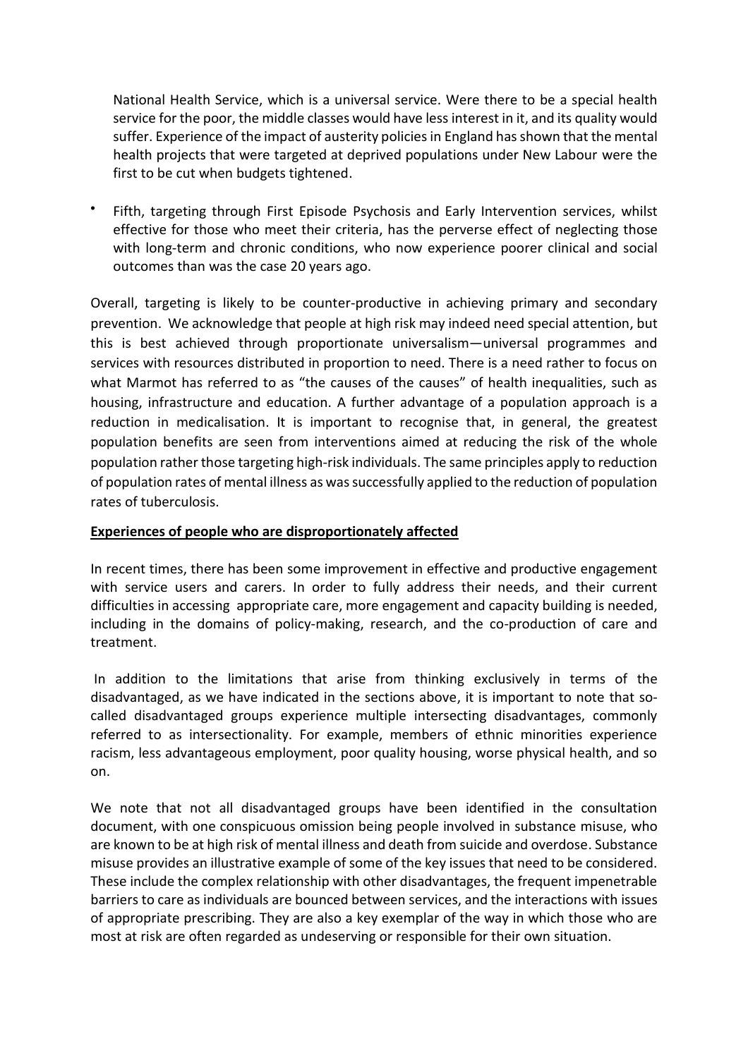National Health Service, which is a universal service. Were there to be a special health service for the poor, the middle classes would have less interest in it, and its quality would suffer. Experience of the impact of austerity policies in England has shown that the mental health projects that were targeted at deprived populations under New Labour were the first to be cut when budgets tightened.

- Fifth, targeting through First Episode Psychosis and Early Intervention services, whilst effective for those who meet their criteria, has the perverse effect of neglecting those with long-term and chronic conditions, who now experience poorer clinical and social outcomes than was the case 20 years ago.

Overall, targeting is likely to be counter-productive in achieving primary and secondary prevention. We acknowledge that people at high risk may indeed need special attention, but this is best achieved through proportionate universalism—universal programmes and services with resources distributed in proportion to need. There is a need rather to focus on what Marmot has referred to as "the causes of the causes" of health inequalities, such as housing, infrastructure and education. A further advantage of a population approach is a reduction in medicalisation. It is important to recognise that, in general, the greatest population benefits are seen from interventions aimed at reducing the risk of the whole population rather those targeting high-risk individuals. The same principles apply to reduction of population rates of mental illness as was successfully applied to the reduction of population rates of tuberculosis.

**Experiences of people who are disproportionately affected**

In recent times, there has been some improvement in effective and productive engagement with service users and carers. In order to fully address their needs, and their current difficulties in accessing appropriate care, more engagement and capacity building is needed, including in the domains of policy-making, research, and the co-production of care and treatment.

In addition to the limitations that arise from thinking exclusively in terms of the disadvantaged, as we have indicated in the sections above, it is important to note that so-called disadvantaged groups experience multiple intersecting disadvantages, commonly referred to as intersectionality. For example, members of ethnic minorities experience racism, less advantageous employment, poor quality housing, worse physical health, and so on.

We note that not all disadvantaged groups have been identified in the consultation document, with one conspicuous omission being people involved in substance misuse, who are known to be at high risk of mental illness and death from suicide and overdose. Substance misuse provides an illustrative example of some of the key issues that need to be considered. These include the complex relationship with other disadvantages, the frequent impenetrable barriers to care as individuals are bounced between services, and the interactions with issues of appropriate prescribing. They are also a key exemplar of the way in which those who are most at risk are often regarded as undeserving or responsible for their own situation.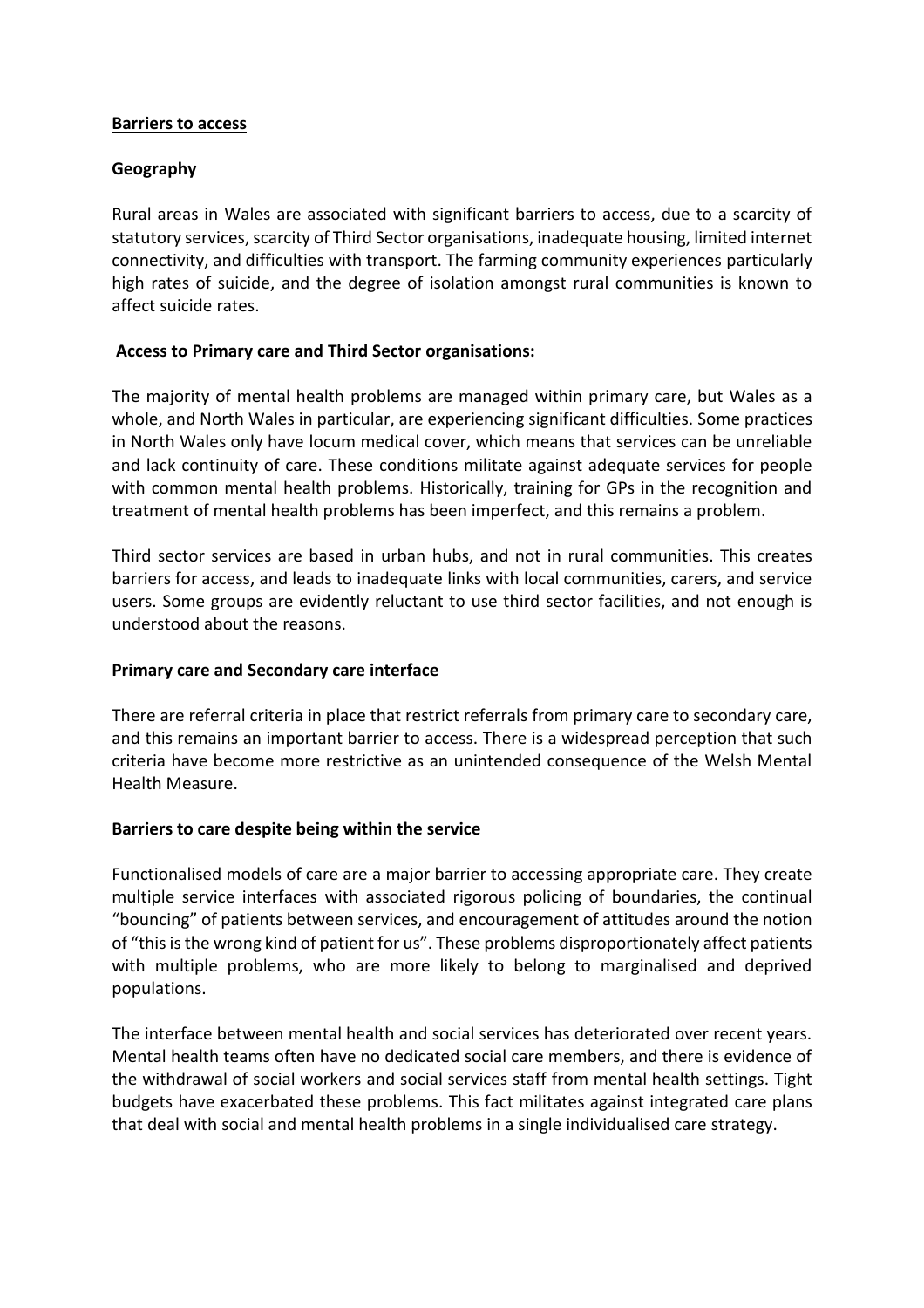**Barriers to access**

**Geography**

Rural areas in Wales are associated with significant barriers to access, due to a scarcity of statutory services, scarcity of Third Sector organisations, inadequate housing, limited internet connectivity, and difficulties with transport. The farming community experiences particularly high rates of suicide, and the degree of isolation amongst rural communities is known to affect suicide rates.

**Access to Primary care and Third Sector organisations:**

The majority of mental health problems are managed within primary care, but Wales as a whole, and North Wales in particular, are experiencing significant difficulties. Some practices in North Wales only have locum medical cover, which means that services can be unreliable and lack continuity of care. These conditions militate against adequate services for people with common mental health problems. Historically, training for GPs in the recognition and treatment of mental health problems has been imperfect, and this remains a problem.

Third sector services are based in urban hubs, and not in rural communities. This creates barriers for access, and leads to inadequate links with local communities, carers, and service users. Some groups are evidently reluctant to use third sector facilities, and not enough is understood about the reasons.

**Primary care and Secondary care interface**

There are referral criteria in place that restrict referrals from primary care to secondary care, and this remains an important barrier to access. There is a widespread perception that such criteria have become more restrictive as an unintended consequence of the Welsh Mental Health Measure.

**Barriers to care despite being within the service**

Functionalised models of care are a major barrier to accessing appropriate care. They create multiple service interfaces with associated rigorous policing of boundaries, the continual "bouncing" of patients between services, and encouragement of attitudes around the notion of "this is the wrong kind of patient for us". These problems disproportionately affect patients with multiple problems, who are more likely to belong to marginalised and deprived populations.

The interface between mental health and social services has deteriorated over recent years. Mental health teams often have no dedicated social care members, and there is evidence of the withdrawal of social workers and social services staff from mental health settings. Tight budgets have exacerbated these problems. This fact militates against integrated care plans that deal with social and mental health problems in a single individualised care strategy.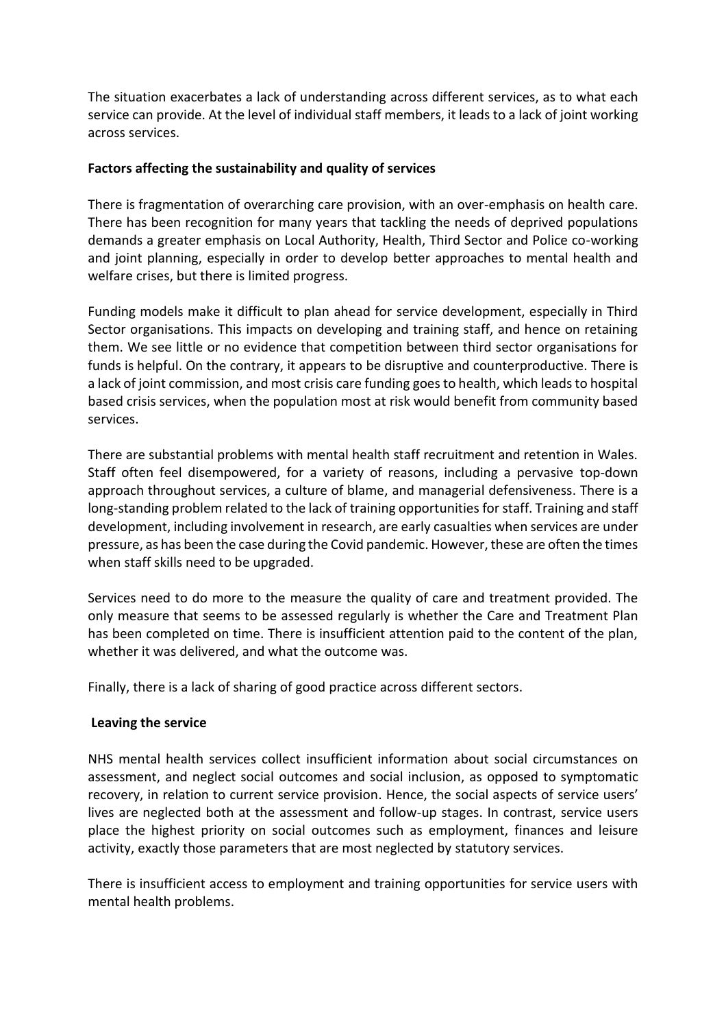The situation exacerbates a lack of understanding across different services, as to what each service can provide. At the level of individual staff members, it leads to a lack of joint working across services.

**Factors affecting the sustainability and quality of services**

There is fragmentation of overarching care provision, with an over-emphasis on health care. There has been recognition for many years that tackling the needs of deprived populations demands a greater emphasis on Local Authority, Health, Third Sector and Police co-working and joint planning, especially in order to develop better approaches to mental health and welfare crises, but there is limited progress.

Funding models make it difficult to plan ahead for service development, especially in Third Sector organisations. This impacts on developing and training staff, and hence on retaining them. We see little or no evidence that competition between third sector organisations for funds is helpful. On the contrary, it appears to be disruptive and counterproductive. There is a lack of joint commission, and most crisis care funding goes to health, which leads to hospital based crisis services, when the population most at risk would benefit from community based services.

There are substantial problems with mental health staff recruitment and retention in Wales. Staff often feel disempowered, for a variety of reasons, including a pervasive top-down approach throughout services, a culture of blame, and managerial defensiveness. There is a long-standing problem related to the lack of training opportunities for staff. Training and staff development, including involvement in research, are early casualties when services are under pressure, as has been the case during the Covid pandemic. However, these are often the times when staff skills need to be upgraded.

Services need to do more to the measure the quality of care and treatment provided. The only measure that seems to be assessed regularly is whether the Care and Treatment Plan has been completed on time. There is insufficient attention paid to the content of the plan, whether it was delivered, and what the outcome was.

Finally, there is a lack of sharing of good practice across different sectors.

**Leaving the service**

NHS mental health services collect insufficient information about social circumstances on assessment, and neglect social outcomes and social inclusion, as opposed to symptomatic recovery, in relation to current service provision. Hence, the social aspects of service users' lives are neglected both at the assessment and follow-up stages. In contrast, service users place the highest priority on social outcomes such as employment, finances and leisure activity, exactly those parameters that are most neglected by statutory services.

There is insufficient access to employment and training opportunities for service users with mental health problems.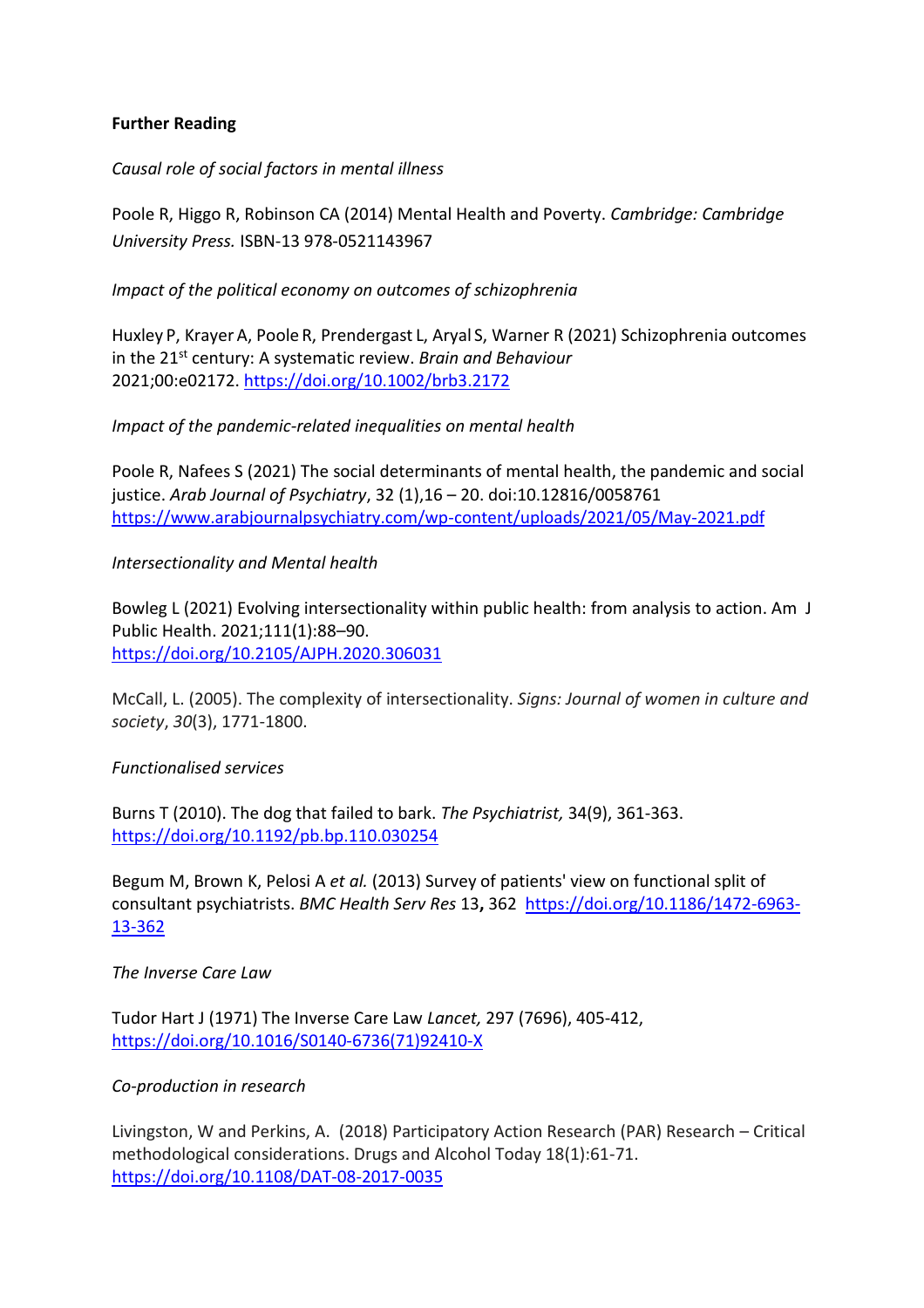**Further Reading**

*Causal role of social factors in mental illness*

Poole R, Higgo R, Robinson CA (2014) Mental Health and Poverty. *Cambridge: Cambridge University Press.* ISBN-13 978-0521143967

*Impact of the political economy on outcomes of schizophrenia*

Huxley P, Krayer A, Poole R, Prendergast L, Aryal S, Warner R (2021) Schizophrenia outcomes in the 21st century: A systematic review. *Brain and Behaviour* 2021;00:e02172. https://doi.org/10.1002/brb3.2172

*Impact of the pandemic-related inequalities on mental health*

Poole R, Nafees S (2021) The social determinants of mental health, the pandemic and social justice. *Arab Journal of Psychiatry*, 32 (1),16 – 20. doi:10.12816/0058761 https://www.arabjournalpsychiatry.com/wp-content/uploads/2021/05/May-2021.pdf

*Intersectionality and Mental health*

Bowleg L (2021) Evolving intersectionality within public health: from analysis to action. Am J Public Health. 2021;111(1):88–90. https://doi.org/10.2105/AJPH.2020.306031

McCall, L. (2005). The complexity of intersectionality. *Signs: Journal of women in culture and society*, *30*(3), 1771-1800.

*Functionalised services*

Burns T (2010). The dog that failed to bark. *The Psychiatrist,* 34(9), 361-363. https://doi.org/10.1192/pb.bp.110.030254

Begum M, Brown K, Pelosi A *et al.* (2013) Survey of patients' view on functional split of consultant psychiatrists. *BMC Health Serv Res* 13**,** 362 https://doi.org/10.1186/1472-6963-13-362

*The Inverse Care Law*

Tudor Hart J (1971) The Inverse Care Law *Lancet,* 297 (7696), 405-412, https://doi.org/10.1016/S0140-6736(71)92410-X

*Co-production in research*

Livingston, W and Perkins, A. (2018) Participatory Action Research (PAR) Research – Critical methodological considerations. Drugs and Alcohol Today 18(1):61-71. https://doi.org/10.1108/DAT-08-2017-0035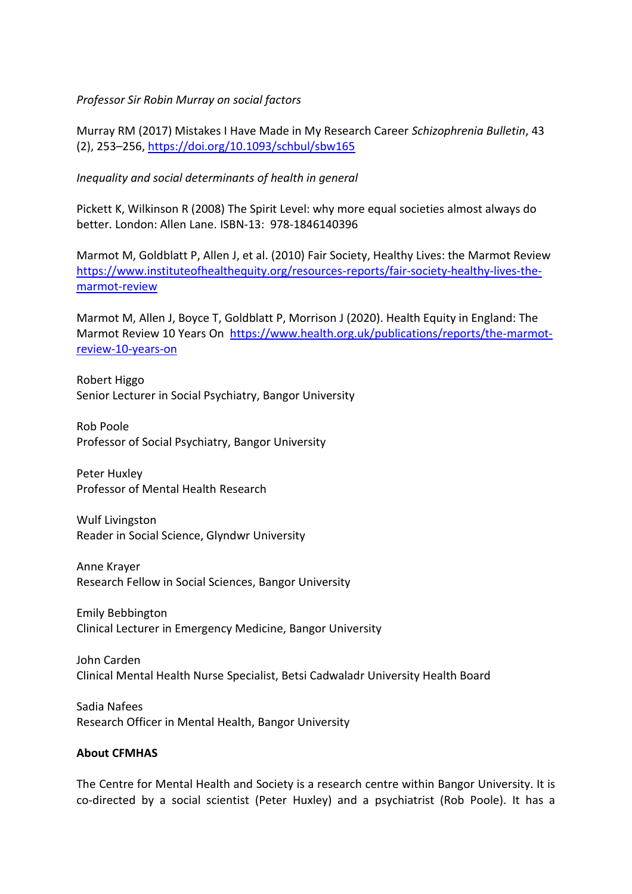*Professor Sir Robin Murray on social factors*

Murray RM (2017) Mistakes I Have Made in My Research Career *Schizophrenia Bulletin*, 43 (2), 253–256, https://doi.org/10.1093/schbul/sbw165

*Inequality and social determinants of health in general*

Pickett K, Wilkinson R (2008) The Spirit Level: why more equal societies almost always do better. London: Allen Lane. ISBN-13: 978-1846140396

Marmot M, Goldblatt P, Allen J, et al. (2010) Fair Society, Healthy Lives: the Marmot Review https://www.instituteofhealthequity.org/resources-reports/fair-society-healthy-lives-the-marmot-review

Marmot M, Allen J, Boyce T, Goldblatt P, Morrison J (2020). Health Equity in England: The Marmot Review 10 Years On https://www.health.org.uk/publications/reports/the-marmot-review-10-years-on

Robert Higgo
Senior Lecturer in Social Psychiatry, Bangor University

Rob Poole
Professor of Social Psychiatry, Bangor University

Peter Huxley
Professor of Mental Health Research

Wulf Livingston
Reader in Social Science, Glyndwr University

Anne Krayer
Research Fellow in Social Sciences, Bangor University

Emily Bebbington
Clinical Lecturer in Emergency Medicine, Bangor University

John Carden
Clinical Mental Health Nurse Specialist, Betsi Cadwaladr University Health Board

Sadia Nafees
Research Officer in Mental Health, Bangor University

**About CFMHAS**

The Centre for Mental Health and Society is a research centre within Bangor University. It is co-directed by a social scientist (Peter Huxley) and a psychiatrist (Rob Poole). It has a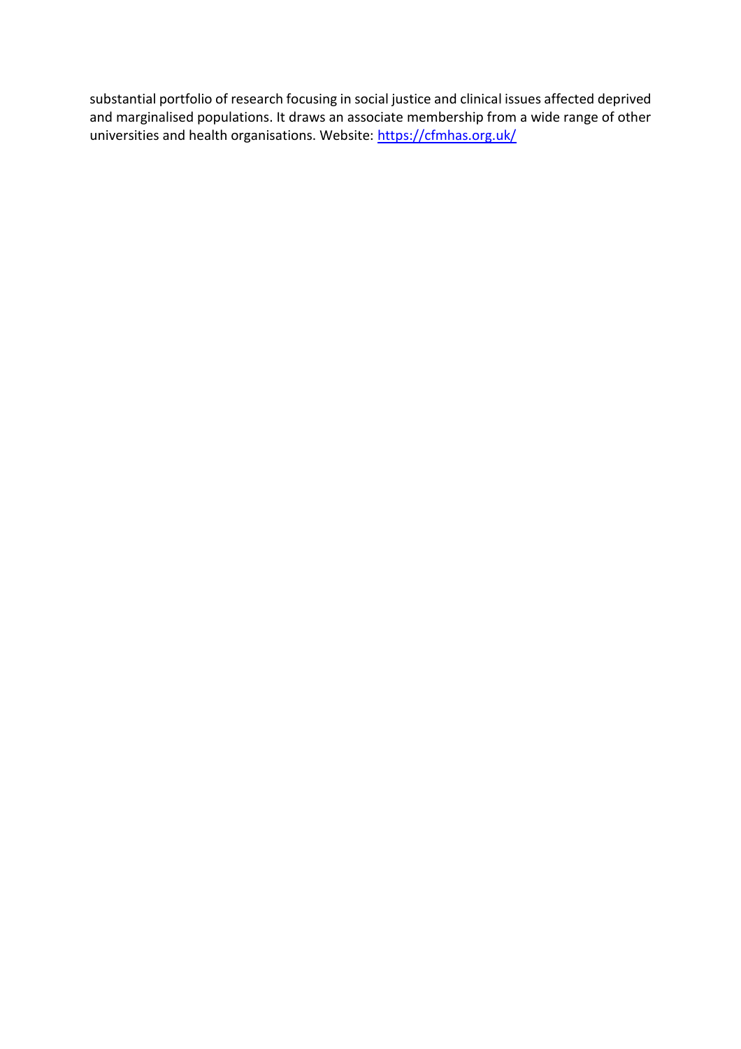substantial portfolio of research focusing in social justice and clinical issues affected deprived and marginalised populations. It draws an associate membership from a wide range of other universities and health organisations. Website: https://cfmhas.org.uk/